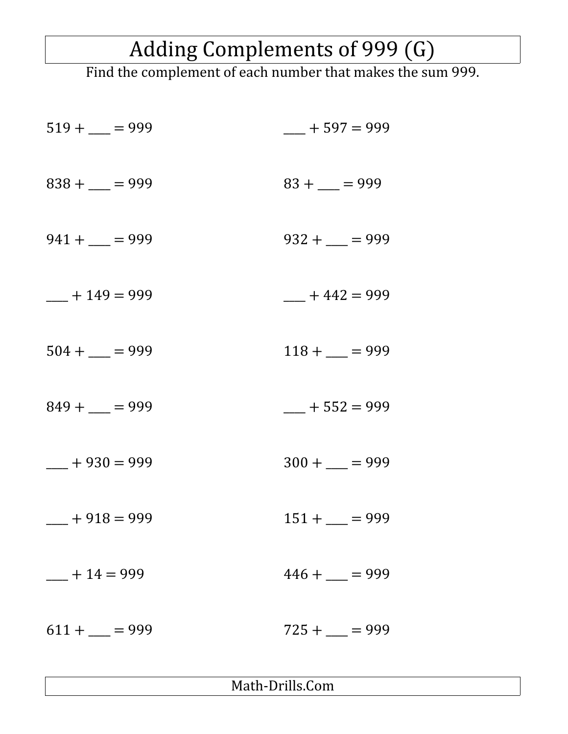# Adding Complements of 999 (G)

Find the complement of each number that makes the sum 999.

519 + ___ = 999

___ + 597 = 999

838 + ___ = 999

83 + ___ = 999

941 + ___ = 999

932 + ___ = 999

___ + 149 = 999

___ + 442 = 999

504 + ___ = 999

118 + ___ = 999

849 + ___ = 999

___ + 552 = 999

___ + 930 = 999

300 + ___ = 999

___ + 918 = 999

151 + ___ = 999

___ + 14 = 999

446 + ___ = 999

611 + ___ = 999

725 + ___ = 999

Math-Drills.Com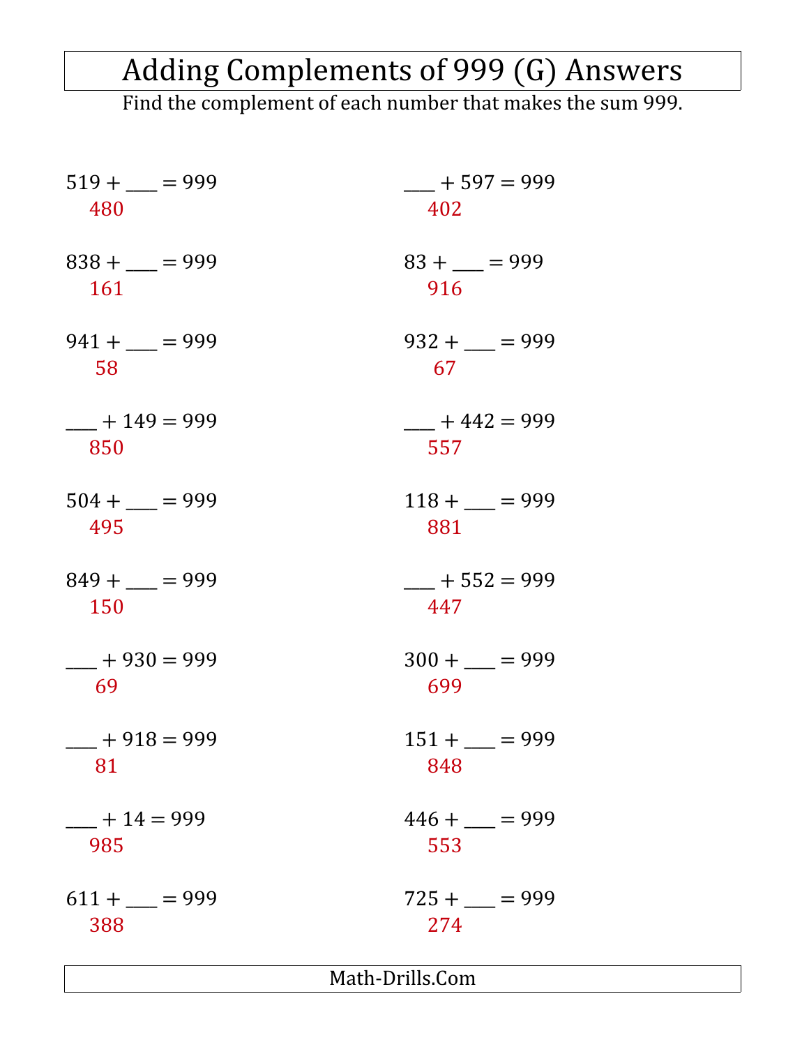# Adding Complements of 999 (G) Answers

Find the complement of each number that makes the sum 999.

519 + ___ = 999
480

___ + 597 = 999
402

838 + ___ = 999
161

83 + ___ = 999
916

941 + ___ = 999
58

932 + ___ = 999
67

___ + 149 = 999
850

___ + 442 = 999
557

504 + ___ = 999
495

118 + ___ = 999
881

849 + ___ = 999
150

___ + 552 = 999
447

___ + 930 = 999
69

300 + ___ = 999
699

___ + 918 = 999
81

151 + ___ = 999
848

___ + 14 = 999
985

446 + ___ = 999
553

611 + ___ = 999
388

725 + ___ = 999
274

Math-Drills.Com